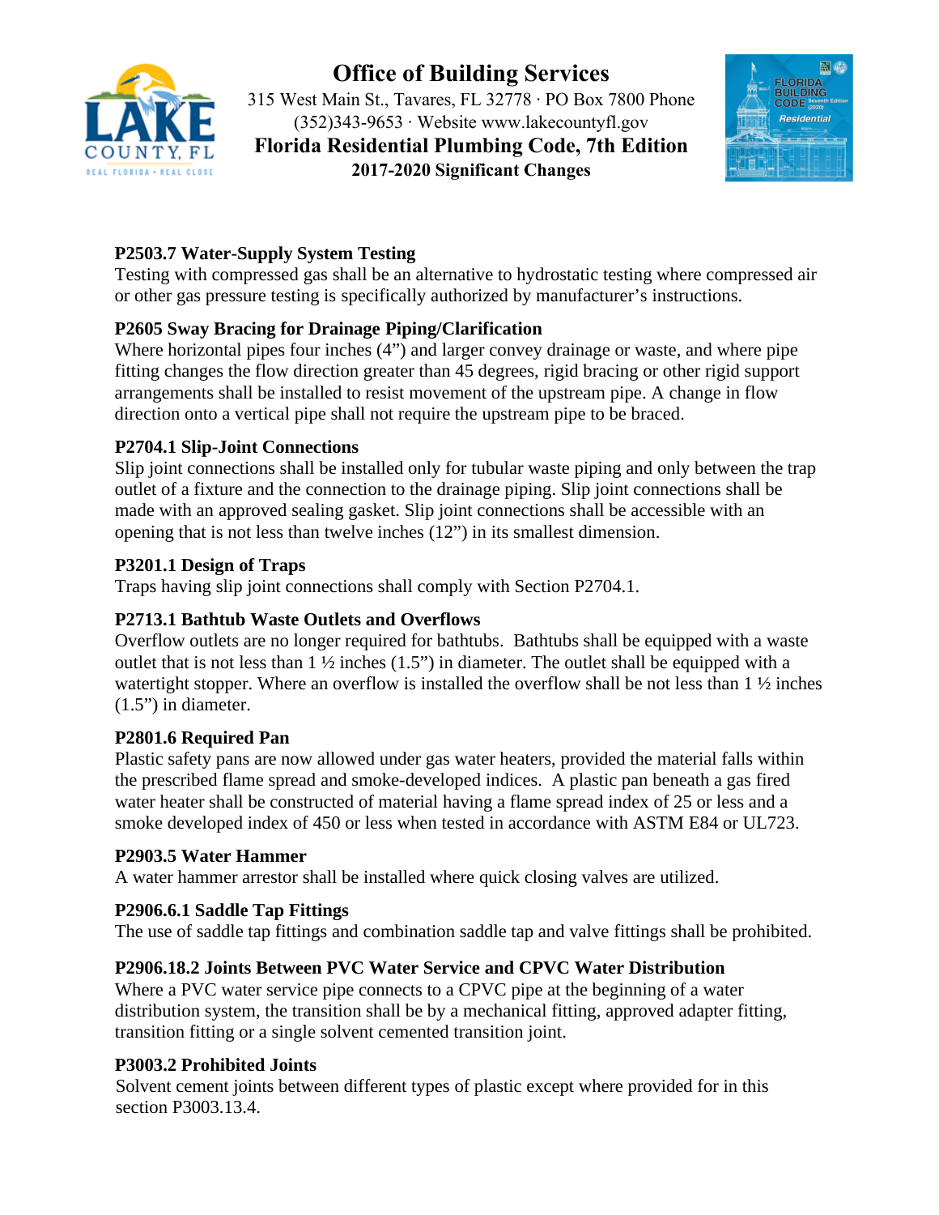# Office of Building Services

315 West Main St., Tavares, FL 32778 · PO Box 7800 Phone (352)343-9653 · Website www.lakecountyfl.gov

## Florida Residential Plumbing Code, 7th Edition

### 2017-2020 Significant Changes

**P2503.7 Water-Supply System Testing**

Testing with compressed gas shall be an alternative to hydrostatic testing where compressed air or other gas pressure testing is specifically authorized by manufacturer's instructions.

**P2605 Sway Bracing for Drainage Piping/Clarification**

Where horizontal pipes four inches (4") and larger convey drainage or waste, and where pipe fitting changes the flow direction greater than 45 degrees, rigid bracing or other rigid support arrangements shall be installed to resist movement of the upstream pipe. A change in flow direction onto a vertical pipe shall not require the upstream pipe to be braced.

**P2704.1 Slip-Joint Connections**

Slip joint connections shall be installed only for tubular waste piping and only between the trap outlet of a fixture and the connection to the drainage piping. Slip joint connections shall be made with an approved sealing gasket. Slip joint connections shall be accessible with an opening that is not less than twelve inches (12") in its smallest dimension.

**P3201.1 Design of Traps**

Traps having slip joint connections shall comply with Section P2704.1.

**P2713.1 Bathtub Waste Outlets and Overflows**

Overflow outlets are no longer required for bathtubs. Bathtubs shall be equipped with a waste outlet that is not less than 1 ½ inches (1.5") in diameter. The outlet shall be equipped with a watertight stopper. Where an overflow is installed the overflow shall be not less than 1 ½ inches (1.5") in diameter.

**P2801.6 Required Pan**

Plastic safety pans are now allowed under gas water heaters, provided the material falls within the prescribed flame spread and smoke-developed indices. A plastic pan beneath a gas fired water heater shall be constructed of material having a flame spread index of 25 or less and a smoke developed index of 450 or less when tested in accordance with ASTM E84 or UL723.

**P2903.5 Water Hammer**

A water hammer arrestor shall be installed where quick closing valves are utilized.

**P2906.6.1 Saddle Tap Fittings**

The use of saddle tap fittings and combination saddle tap and valve fittings shall be prohibited.

**P2906.18.2 Joints Between PVC Water Service and CPVC Water Distribution**

Where a PVC water service pipe connects to a CPVC pipe at the beginning of a water distribution system, the transition shall be by a mechanical fitting, approved adapter fitting, transition fitting or a single solvent cemented transition joint.

**P3003.2 Prohibited Joints**

Solvent cement joints between different types of plastic except where provided for in this section P3003.13.4.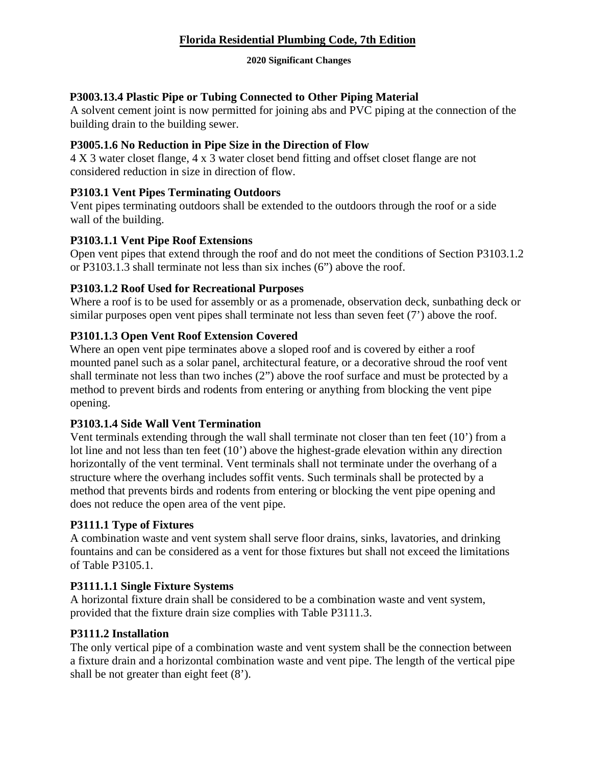# Florida Residential Plumbing Code, 7th Edition

**2020 Significant Changes**

### P3003.13.4 Plastic Pipe or Tubing Connected to Other Piping Material

A solvent cement joint is now permitted for joining abs and PVC piping at the connection of the building drain to the building sewer.

### P3005.1.6 No Reduction in Pipe Size in the Direction of Flow

4 X 3 water closet flange, 4 x 3 water closet bend fitting and offset closet flange are not considered reduction in size in direction of flow.

### P3103.1 Vent Pipes Terminating Outdoors

Vent pipes terminating outdoors shall be extended to the outdoors through the roof or a side wall of the building.

### P3103.1.1 Vent Pipe Roof Extensions

Open vent pipes that extend through the roof and do not meet the conditions of Section P3103.1.2 or P3103.1.3 shall terminate not less than six inches (6") above the roof.

### P3103.1.2 Roof Used for Recreational Purposes

Where a roof is to be used for assembly or as a promenade, observation deck, sunbathing deck or similar purposes open vent pipes shall terminate not less than seven feet (7') above the roof.

### P3101.1.3 Open Vent Roof Extension Covered

Where an open vent pipe terminates above a sloped roof and is covered by either a roof mounted panel such as a solar panel, architectural feature, or a decorative shroud the roof vent shall terminate not less than two inches (2") above the roof surface and must be protected by a method to prevent birds and rodents from entering or anything from blocking the vent pipe opening.

### P3103.1.4 Side Wall Vent Termination

Vent terminals extending through the wall shall terminate not closer than ten feet (10') from a lot line and not less than ten feet (10') above the highest-grade elevation within any direction horizontally of the vent terminal. Vent terminals shall not terminate under the overhang of a structure where the overhang includes soffit vents. Such terminals shall be protected by a method that prevents birds and rodents from entering or blocking the vent pipe opening and does not reduce the open area of the vent pipe.

### P3111.1 Type of Fixtures

A combination waste and vent system shall serve floor drains, sinks, lavatories, and drinking fountains and can be considered as a vent for those fixtures but shall not exceed the limitations of Table P3105.1.

### P3111.1.1 Single Fixture Systems

A horizontal fixture drain shall be considered to be a combination waste and vent system, provided that the fixture drain size complies with Table P3111.3.

### P3111.2 Installation

The only vertical pipe of a combination waste and vent system shall be the connection between a fixture drain and a horizontal combination waste and vent pipe. The length of the vertical pipe shall be not greater than eight feet (8').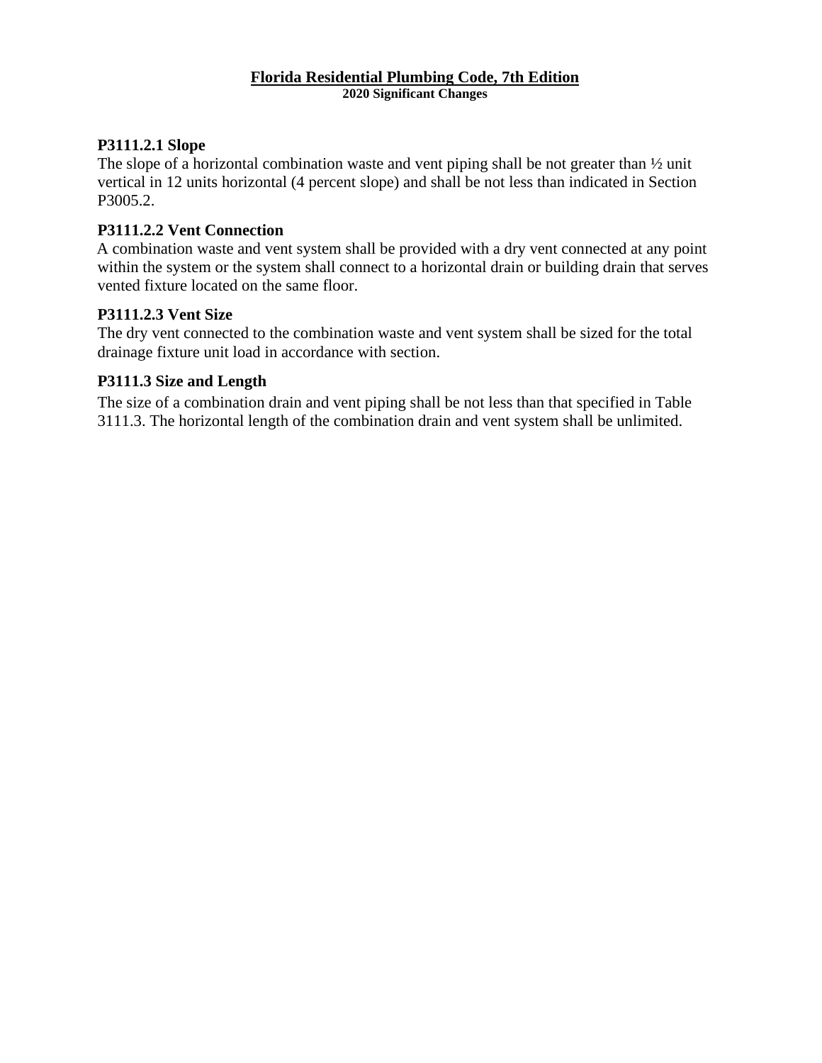**Florida Residential Plumbing Code, 7th Edition**
**2020 Significant Changes**

### P3111.2.1 Slope

The slope of a horizontal combination waste and vent piping shall be not greater than ½ unit vertical in 12 units horizontal (4 percent slope) and shall be not less than indicated in Section P3005.2.

### P3111.2.2 Vent Connection

A combination waste and vent system shall be provided with a dry vent connected at any point within the system or the system shall connect to a horizontal drain or building drain that serves vented fixture located on the same floor.

### P3111.2.3 Vent Size

The dry vent connected to the combination waste and vent system shall be sized for the total drainage fixture unit load in accordance with section.

### P3111.3 Size and Length

The size of a combination drain and vent piping shall be not less than that specified in Table 3111.3. The horizontal length of the combination drain and vent system shall be unlimited.